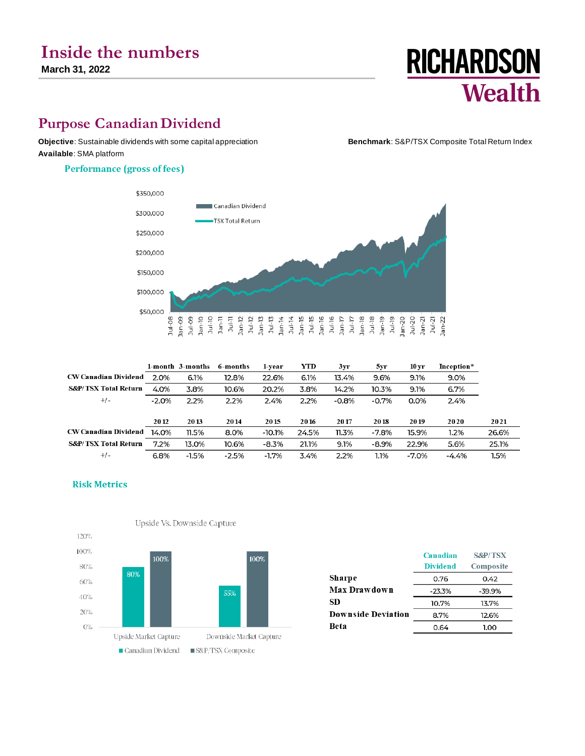# Inside the numbers

**March 31, 2022**

RICHARDSON Wealth

## Purpose Canadian Dividend

**Objective**: Sustainable dividends with some capital appreciation

**Benchmark**: S&P/TSX Composite Total Return Index

**Available**: SMA platform

### Performance (gross of fees)

| | 1-month | 3-months | 6-months | 1-year | YTD | 3yr | 5yr | 10 yr | Inception* |
|---|---|---|---|---|---|---|---|---|---|
| CW Canadian Dividend | 2.0% | 6.1% | 12.8% | 22.6% | 6.1% | 13.4% | 9.6% | 9.1% | 9.0% |
| S&P/TSX Total Return | 4.0% | 3.8% | 10.6% | 20.2% | 3.8% | 14.2% | 10.3% | 9.1% | 6.7% |
| +/- | -2.0% | 2.2% | 2.2% | 2.4% | 2.2% | -0.8% | -0.7% | 0.0% | 2.4% |

| | 2012 | 2013 | 2014 | 2015 | 2016 | 2017 | 2018 | 2019 | 2020 | 2021 |
|---|---|---|---|---|---|---|---|---|---|---|
| CW Canadian Dividend | 14.0% | 11.5% | 8.0% | -10.1% | 24.5% | 11.3% | -7.8% | 15.9% | 1.2% | 26.6% |
| S&P/TSX Total Return | 7.2% | 13.0% | 10.6% | -8.3% | 21.1% | 9.1% | -8.9% | 22.9% | 5.6% | 25.1% |
| +/- | 6.8% | -1.5% | -2.5% | -1.7% | 3.4% | 2.2% | 1.1% | -7.0% | -4.4% | 1.5% |

### Risk Metrics

Upside Vs. Downside Capture

| | Canadian Dividend | S&P/TSX Composite |
|---|---|---|
| Upside Market Capture | 80% | 100% |
| Downside Market Capture | 55% | 100% |

| | Canadian Dividend | S&P/TSX Composite |
|---|---|---|
| Sharpe | 0.76 | 0.42 |
| Max Drawdown | -23.3% | -39.9% |
| SD | 10.7% | 13.7% |
| Downside Deviation | 8.7% | 12.6% |
| Beta | 0.64 | 1.00 |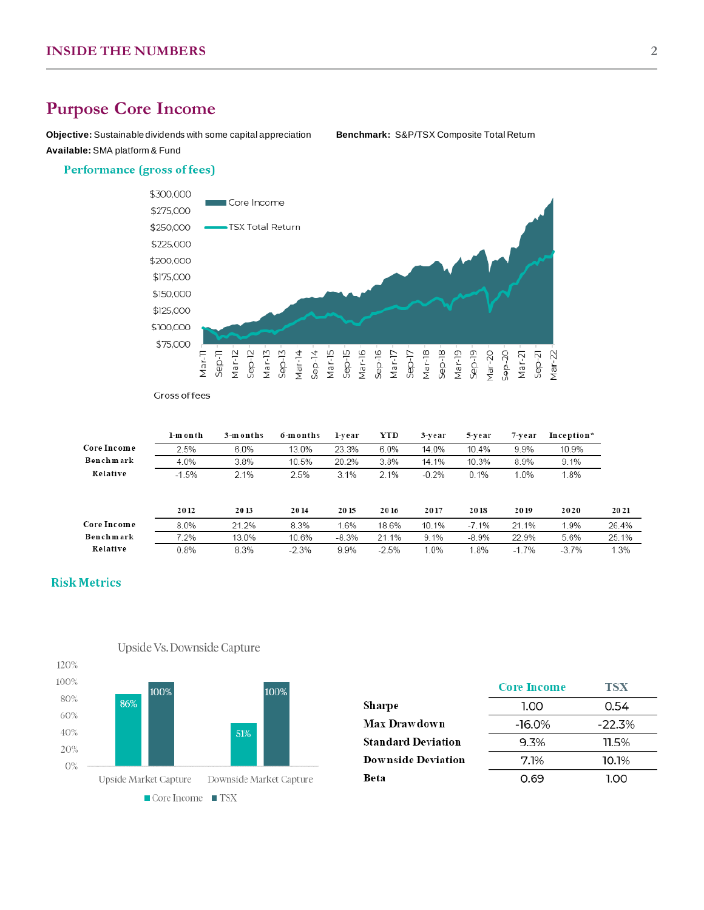## Purpose Core Income

**Objective:** Sustainable dividends with some capital appreciation

**Benchmark:** S&P/TSX Composite Total Return

**Available:** SMA platform & Fund

### Performance (gross of fees)

Gross of fees

| | 1-month | 3-months | 6-months | 1-year | YTD | 3-year | 5-year | 7-year | Inception* |
|---|---|---|---|---|---|---|---|---|---|
| Core Income | 2.5% | 6.0% | 13.0% | 23.3% | 6.0% | 14.0% | 10.4% | 9.9% | 10.9% |
| Benchmark | 4.0% | 3.8% | 10.5% | 20.2% | 3.8% | 14.1% | 10.3% | 8.9% | 9.1% |
| Relative | -1.5% | 2.1% | 2.5% | 3.1% | 2.1% | -0.2% | 0.1% | 1.0% | 1.8% |

| | 2012 | 2013 | 2014 | 2015 | 2016 | 2017 | 2018 | 2019 | 2020 | 2021 |
|---|---|---|---|---|---|---|---|---|---|---|
| Core Income | 8.0% | 21.2% | 8.3% | 1.6% | 18.6% | 10.1% | -7.1% | 21.1% | 1.9% | 26.4% |
| Benchmark | 7.2% | 13.0% | 10.6% | -8.3% | 21.1% | 9.1% | -8.9% | 22.9% | 5.6% | 25.1% |
| Relative | 0.8% | 8.3% | -2.3% | 9.9% | -2.5% | 1.0% | 1.8% | -1.7% | -3.7% | 1.3% |

### Risk Metrics

| | Core Income | TSX |
|---|---|---|
| Sharpe | 1.00 | 0.54 |
| Max Drawdown | -16.0% | -22.3% |
| Standard Deviation | 9.3% | 11.5% |
| Downside Deviation | 7.1% | 10.1% |
| Beta | 0.69 | 1.00 |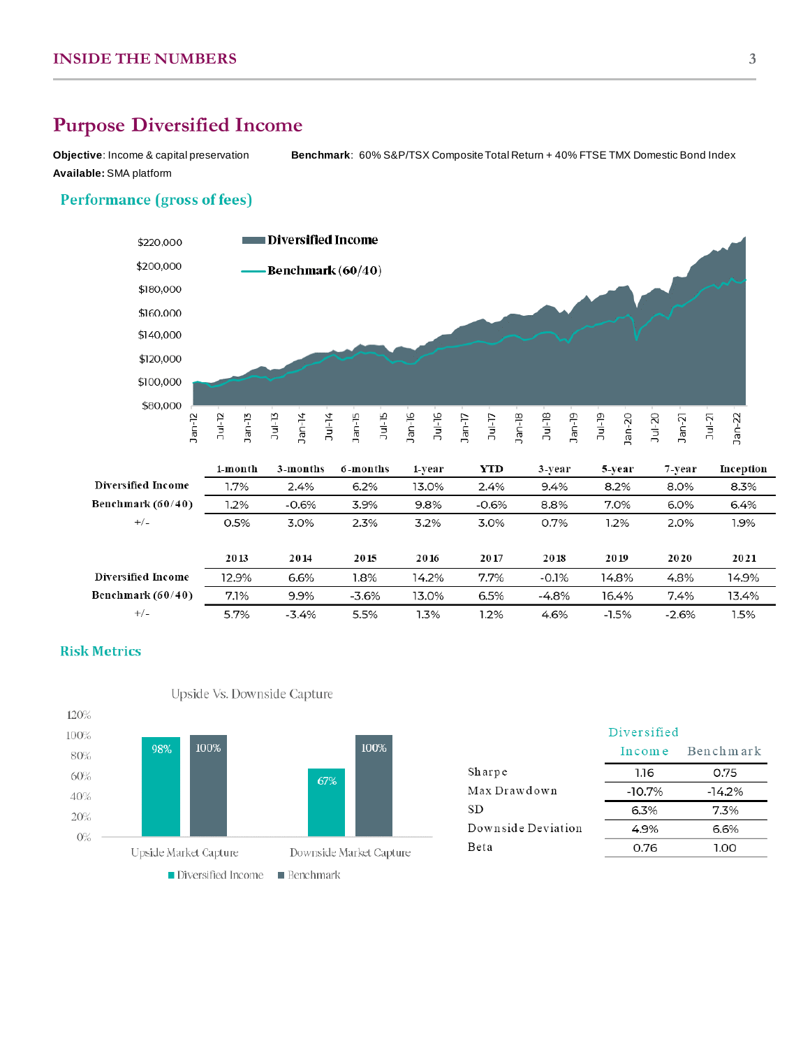## Purpose Diversified Income

**Objective**: Income & capital preservation **Benchmark**: 60% S&P/TSX Composite Total Return + 40% FTSE TMX Domestic Bond Index
**Available:** SMA platform

### Performance (gross of fees)

| | 1-month | 3-months | 6-months | 1-year | YTD | 3-year | 5-year | 7-year | Inception |
|---|---|---|---|---|---|---|---|---|---|
| Diversified Income | 1.7% | 2.4% | 6.2% | 13.0% | 2.4% | 9.4% | 8.2% | 8.0% | 8.3% |
| Benchmark (60/40) | 1.2% | -0.6% | 3.9% | 9.8% | -0.6% | 8.8% | 7.0% | 6.0% | 6.4% |
| +/- | 0.5% | 3.0% | 2.3% | 3.2% | 3.0% | 0.7% | 1.2% | 2.0% | 1.9% |

| | 2013 | 2014 | 2015 | 2016 | 2017 | 2018 | 2019 | 2020 | 2021 |
|---|---|---|---|---|---|---|---|---|---|
| Diversified Income | 12.9% | 6.6% | 1.8% | 14.2% | 7.7% | -0.1% | 14.8% | 4.8% | 14.9% |
| Benchmark (60/40) | 7.1% | 9.9% | -3.6% | 13.0% | 6.5% | -4.8% | 16.4% | 7.4% | 13.4% |
| +/- | 5.7% | -3.4% | 5.5% | 1.3% | 1.2% | 4.6% | -1.5% | -2.6% | 1.5% |

### Risk Metrics

Upside Vs. Downside Capture

| | Diversified Income | Benchmark |
|---|---|---|
| Upside Market Capture | 98% | 100% |
| Downside Market Capture | 67% | 100% |

| | Diversified Income | Benchmark |
|---|---|---|
| Sharpe | 1.16 | 0.75 |
| Max Drawdown | -10.7% | -14.2% |
| SD | 6.3% | 7.3% |
| Downside Deviation | 4.9% | 6.6% |
| Beta | 0.76 | 1.00 |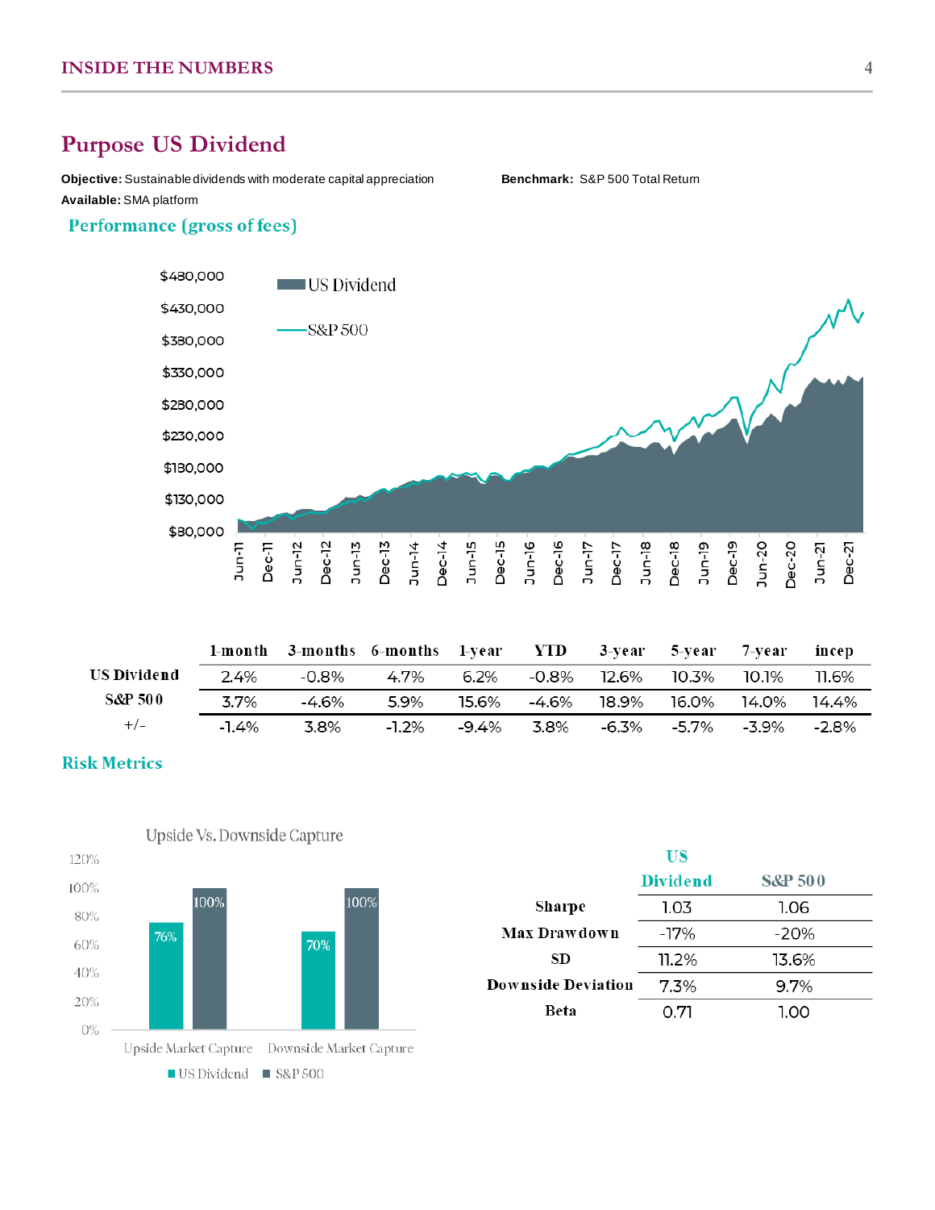# Purpose US Dividend

**Objective:** Sustainable dividends with moderate capital appreciation

**Benchmark:** S&P 500 Total Return

**Available:** SMA platform

## Performance (gross of fees)

| | 1-month | 3-months | 6-months | 1-year | YTD | 3-year | 5-year | 7-year | incep |
|---|---|---|---|---|---|---|---|---|---|
| **US Dividend** | 2.4% | -0.8% | 4.7% | 6.2% | -0.8% | 12.6% | 10.3% | 10.1% | 11.6% |
| **S&P 500** | 3.7% | -4.6% | 5.9% | 15.6% | -4.6% | 18.9% | 16.0% | 14.0% | 14.4% |
| +/- | -1.4% | 3.8% | -1.2% | -9.4% | 3.8% | -6.3% | -5.7% | -3.9% | -2.8% |

## Risk Metrics

| | US Dividend | S&P 500 |
|---|---|---|
| **Sharpe** | 1.03 | 1.06 |
| **Max Drawdown** | -17% | -20% |
| **SD** | 11.2% | 13.6% |
| **Downside Deviation** | 7.3% | 9.7% |
| **Beta** | 0.71 | 1.00 |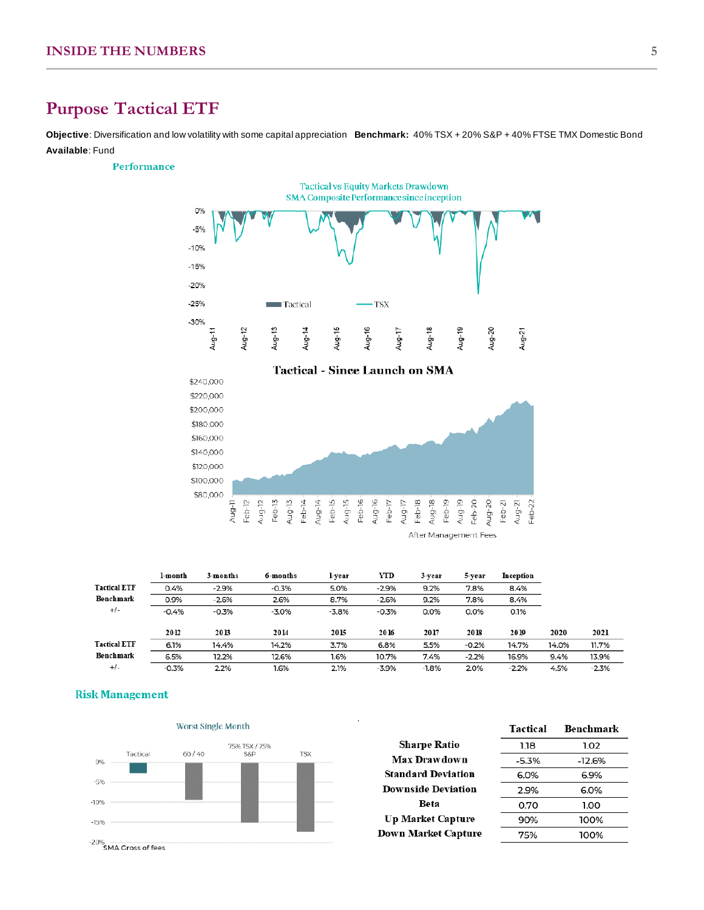## Purpose Tactical ETF

**Objective**: Diversification and low volatility with some capital appreciation **Benchmark:** 40% TSX + 20% S&P + 40% FTSE TMX Domestic Bond
**Available**: Fund

### Performance

Tactical vs Equity Markets Drawdown
SMA Composite Performance since inception

Tactical - Since Launch on SMA

After Management Fees

| | 1-month | 3-months | 6-months | 1-year | YTD | 3-year | 5-year | Inception |
|---|---|---|---|---|---|---|---|---|
| Tactical ETF | 0.4% | -2.9% | -0.3% | 5.0% | -2.9% | 9.2% | 7.8% | 8.4% |
| Benchmark | 0.9% | -2.6% | 2.6% | 8.7% | -2.6% | 9.2% | 7.8% | 8.4% |
| +/- | -0.4% | -0.3% | -3.0% | -3.8% | -0.3% | 0.0% | 0.0% | 0.1% |

| | 2012 | 2013 | 2014 | 2015 | 2016 | 2017 | 2018 | 2019 | 2020 | 2021 |
|---|---|---|---|---|---|---|---|---|---|---|
| Tactical ETF | 6.1% | 14.4% | 14.2% | 3.7% | 6.8% | 5.5% | -0.2% | 14.7% | 14.0% | 11.7% |
| Benchmark | 6.5% | 12.2% | 12.6% | 1.6% | 10.7% | 7.4% | -2.2% | 16.9% | 9.4% | 13.9% |
| +/- | -0.3% | 2.2% | 1.6% | 2.1% | -3.9% | -1.8% | 2.0% | -2.2% | 4.5% | -2.3% |

### Risk Management

Worst Single Month

SMA Gross of fees

| | Tactical | Benchmark |
|---|---|---|
| Sharpe Ratio | 1.18 | 1.02 |
| Max Drawdown | -5.3% | -12.6% |
| Standard Deviation | 6.0% | 6.9% |
| Downside Deviation | 2.9% | 6.0% |
| Beta | 0.70 | 1.00 |
| Up Market Capture | 90% | 100% |
| Down Market Capture | 75% | 100% |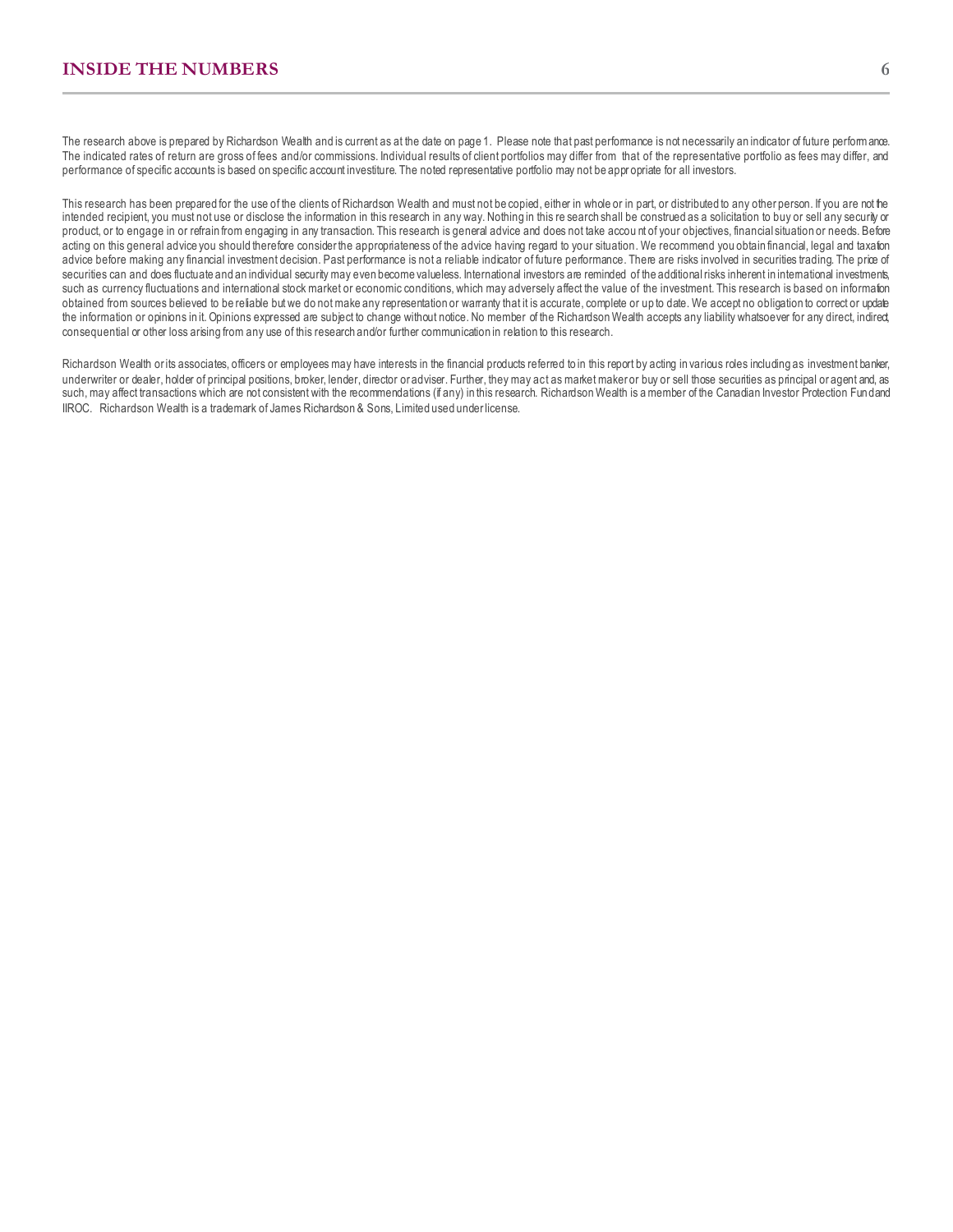The research above is prepared by Richardson Wealth and is current as at the date on page 1. Please note that past performance is not necessarily an indicator of future performance. The indicated rates of return are gross of fees and/or commissions. Individual results of client portfolios may differ from that of the representative portfolio as fees may differ, and performance of specific accounts is based on specific account investiture. The noted representative portfolio may not be appropriate for all investors.

This research has been prepared for the use of the clients of Richardson Wealth and must not be copied, either in whole or in part, or distributed to any other person. If you are not the intended recipient, you must not use or disclose the information in this research in any way. Nothing in this research shall be construed as a solicitation to buy or sell any security or product, or to engage in or refrain from engaging in any transaction. This research is general advice and does not take account of your objectives, financial situation or needs. Before acting on this general advice you should therefore consider the appropriateness of the advice having regard to your situation. We recommend you obtain financial, legal and taxation advice before making any financial investment decision. Past performance is not a reliable indicator of future performance. There are risks involved in securities trading. The price of securities can and does fluctuate and an individual security may even become valueless. International investors are reminded of the additional risks inherent in international investments, such as currency fluctuations and international stock market or economic conditions, which may adversely affect the value of the investment. This research is based on information obtained from sources believed to be reliable but we do not make any representation or warranty that it is accurate, complete or up to date. We accept no obligation to correct or update the information or opinions in it. Opinions expressed are subject to change without notice. No member of the Richardson Wealth accepts any liability whatsoever for any direct, indirect, consequential or other loss arising from any use of this research and/or further communication in relation to this research.

Richardson Wealth or its associates, officers or employees may have interests in the financial products referred to in this report by acting in various roles including as investment banker, underwriter or dealer, holder of principal positions, broker, lender, director or adviser. Further, they may act as market maker or buy or sell those securities as principal or agent and, as such, may affect transactions which are not consistent with the recommendations (if any) in this research. Richardson Wealth is a member of the Canadian Investor Protection Fund and IIROC. Richardson Wealth is a trademark of James Richardson & Sons, Limited used under license.